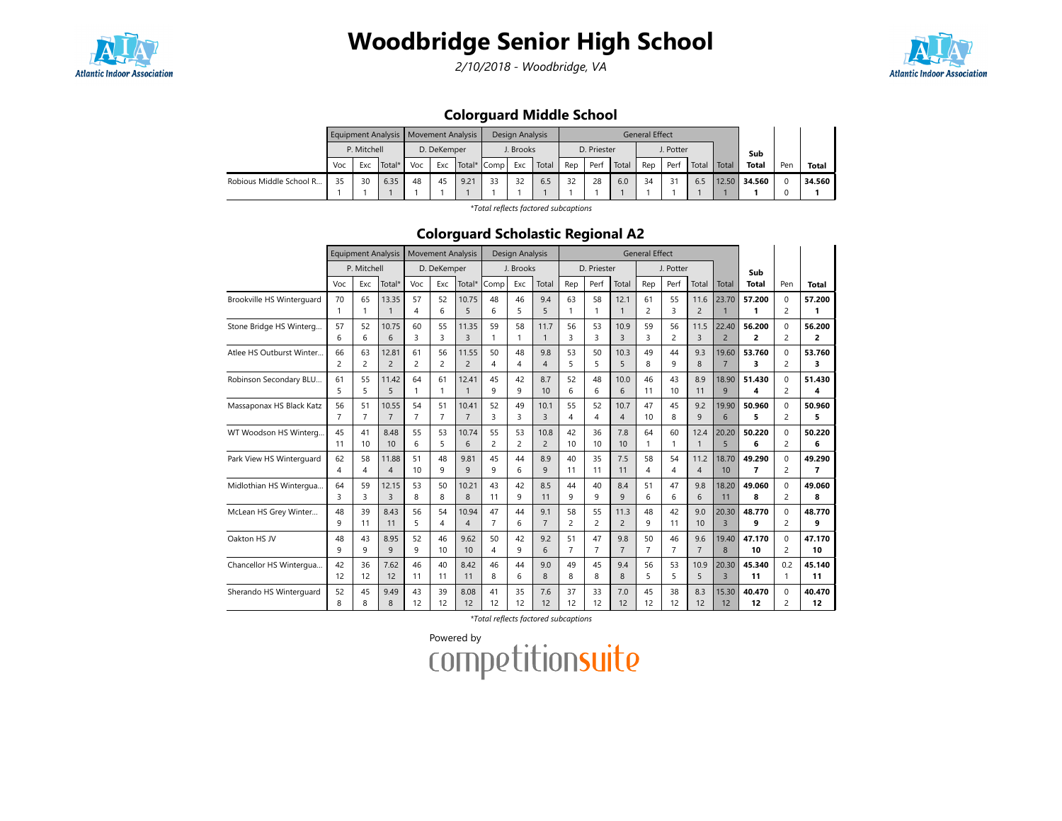# Woodbridge Senior High School

*2/10/2018 - Woodbridge, VA*

## Colorguard Middle School

| | Equipment Analysis | | | Movement Analysis | | | Design Analysis | | | General Effect | | | | | | | Sub | Pen | Total |
|---|---|---|---|---|---|---|---|---|---|---|---|---|---|---|---|---|---|---|---|
| | P. Mitchell | | | D. DeKemper | | | J. Brooks | | | D. Priester | | | J. Potter | | | | | | |
| | Voc | Exc | Total* | Voc | Exc | Total* | Comp | Exc | Total | Rep | Perf | Total | Rep | Perf | Total | Total | Total | Pen | Total |
| Robious Middle School R... | 35<br>1 | 30<br>1 | 6.35<br>1 | 48<br>1 | 45<br>1 | 9.21<br>1 | 33<br>1 | 32<br>1 | 6.5<br>1 | 32<br>1 | 28<br>1 | 6.0<br>1 | 34<br>1 | 31<br>1 | 6.5<br>1 | 12.50<br>1 | **34.560**<br>**1** | 0<br>0 | **34.560**<br>**1** |

*\*Total reflects factored subcaptions*

## Colorguard Scholastic Regional A2

| | Equipment Analysis | | | Movement Analysis | | | Design Analysis | | | General Effect | | | | | | | Sub | Pen | Total |
|---|---|---|---|---|---|---|---|---|---|---|---|---|---|---|---|---|---|---|---|
| | P. Mitchell | | | D. DeKemper | | | J. Brooks | | | D. Priester | | | J. Potter | | | | | | |
| | Voc | Exc | Total* | Voc | Exc | Total* | Comp | Exc | Total | Rep | Perf | Total | Rep | Perf | Total | Total | Total | Pen | Total |
| Brookville HS Winterguard | 70<br>1 | 65<br>1 | 13.35<br>1 | 57<br>4 | 52<br>6 | 10.75<br>5 | 48<br>6 | 46<br>5 | 9.4<br>5 | 63<br>1 | 58<br>1 | 12.1<br>1 | 61<br>2 | 55<br>3 | 11.6<br>2 | 23.70<br>1 | **57.200**<br>**1** | 0<br>2 | **57.200**<br>**1** |
| Stone Bridge HS Winterg... | 57<br>6 | 52<br>6 | 10.75<br>6 | 60<br>3 | 55<br>3 | 11.35<br>3 | 59<br>1 | 58<br>1 | 11.7<br>1 | 56<br>3 | 53<br>3 | 10.9<br>3 | 59<br>3 | 56<br>2 | 11.5<br>3 | 22.40<br>2 | **56.200**<br>**2** | 0<br>2 | **56.200**<br>**2** |
| Atlee HS Outburst Winter... | 66<br>2 | 63<br>2 | 12.81<br>2 | 61<br>2 | 56<br>2 | 11.55<br>2 | 50<br>4 | 48<br>4 | 9.8<br>4 | 53<br>5 | 50<br>5 | 10.3<br>5 | 49<br>8 | 44<br>9 | 9.3<br>8 | 19.60<br>7 | **53.760**<br>**3** | 0<br>2 | **53.760**<br>**3** |
| Robinson Secondary BLU... | 61<br>5 | 55<br>5 | 11.42<br>5 | 64<br>1 | 61<br>1 | 12.41<br>1 | 45<br>9 | 42<br>9 | 8.7<br>10 | 52<br>6 | 48<br>6 | 10.0<br>6 | 46<br>11 | 43<br>10 | 8.9<br>11 | 18.90<br>9 | **51.430**<br>**4** | 0<br>2 | **51.430**<br>**4** |
| Massaponax HS Black Katz | 56<br>7 | 51<br>7 | 10.55<br>7 | 54<br>7 | 51<br>7 | 10.41<br>7 | 52<br>3 | 49<br>3 | 10.1<br>3 | 55<br>4 | 52<br>4 | 10.7<br>4 | 47<br>10 | 45<br>8 | 9.2<br>9 | 19.90<br>6 | **50.960**<br>**5** | 0<br>2 | **50.960**<br>**5** |
| WT Woodson HS Winterg... | 45<br>11 | 41<br>10 | 8.48<br>10 | 55<br>6 | 53<br>5 | 10.74<br>6 | 55<br>2 | 53<br>2 | 10.8<br>2 | 42<br>10 | 36<br>10 | 7.8<br>10 | 64<br>1 | 60<br>1 | 12.4<br>1 | 20.20<br>5 | **50.220**<br>**6** | 0<br>2 | **50.220**<br>**6** |
| Park View HS Winterguard | 62<br>4 | 58<br>4 | 11.88<br>4 | 51<br>10 | 48<br>9 | 9.81<br>9 | 45<br>9 | 44<br>6 | 8.9<br>9 | 40<br>11 | 35<br>11 | 7.5<br>11 | 58<br>4 | 54<br>4 | 11.2<br>4 | 18.70<br>10 | **49.290**<br>**7** | 0<br>2 | **49.290**<br>**7** |
| Midlothian HS Wintergua... | 64<br>3 | 59<br>3 | 12.15<br>3 | 53<br>8 | 50<br>8 | 10.21<br>8 | 43<br>11 | 42<br>9 | 8.5<br>11 | 44<br>9 | 40<br>9 | 8.4<br>9 | 51<br>6 | 47<br>6 | 9.8<br>6 | 18.20<br>11 | **49.060**<br>**8** | 0<br>2 | **49.060**<br>**8** |
| McLean HS Grey Winter... | 48<br>9 | 39<br>11 | 8.43<br>11 | 56<br>5 | 54<br>4 | 10.94<br>4 | 47<br>7 | 44<br>6 | 9.1<br>7 | 58<br>2 | 55<br>2 | 11.3<br>2 | 48<br>9 | 42<br>11 | 9.0<br>10 | 20.30<br>3 | **48.770**<br>**9** | 0<br>2 | **48.770**<br>**9** |
| Oakton HS JV | 48<br>9 | 43<br>9 | 8.95<br>9 | 52<br>9 | 46<br>10 | 9.62<br>10 | 50<br>4 | 42<br>9 | 9.2<br>6 | 51<br>7 | 47<br>7 | 9.8<br>7 | 50<br>7 | 46<br>7 | 9.6<br>7 | 19.40<br>8 | **47.170**<br>**10** | 0<br>2 | **47.170**<br>**10** |
| Chancellor HS Wintergua... | 42<br>12 | 36<br>12 | 7.62<br>12 | 46<br>11 | 40<br>11 | 8.42<br>11 | 46<br>8 | 44<br>6 | 9.0<br>8 | 49<br>8 | 45<br>8 | 9.4<br>8 | 56<br>5 | 53<br>5 | 10.9<br>5 | 20.30<br>3 | **45.340**<br>**11** | 0.2<br>1 | **45.140**<br>**11** |
| Sherando HS Winterguard | 52<br>8 | 45<br>8 | 9.49<br>8 | 43<br>12 | 39<br>12 | 8.08<br>12 | 41<br>12 | 35<br>12 | 7.6<br>12 | 37<br>12 | 33<br>12 | 7.0<br>12 | 45<br>12 | 38<br>12 | 8.3<br>12 | 15.30<br>12 | **40.470**<br>**12** | 0<br>2 | **40.470**<br>**12** |

*\*Total reflects factored subcaptions*

Powered by competitionsuite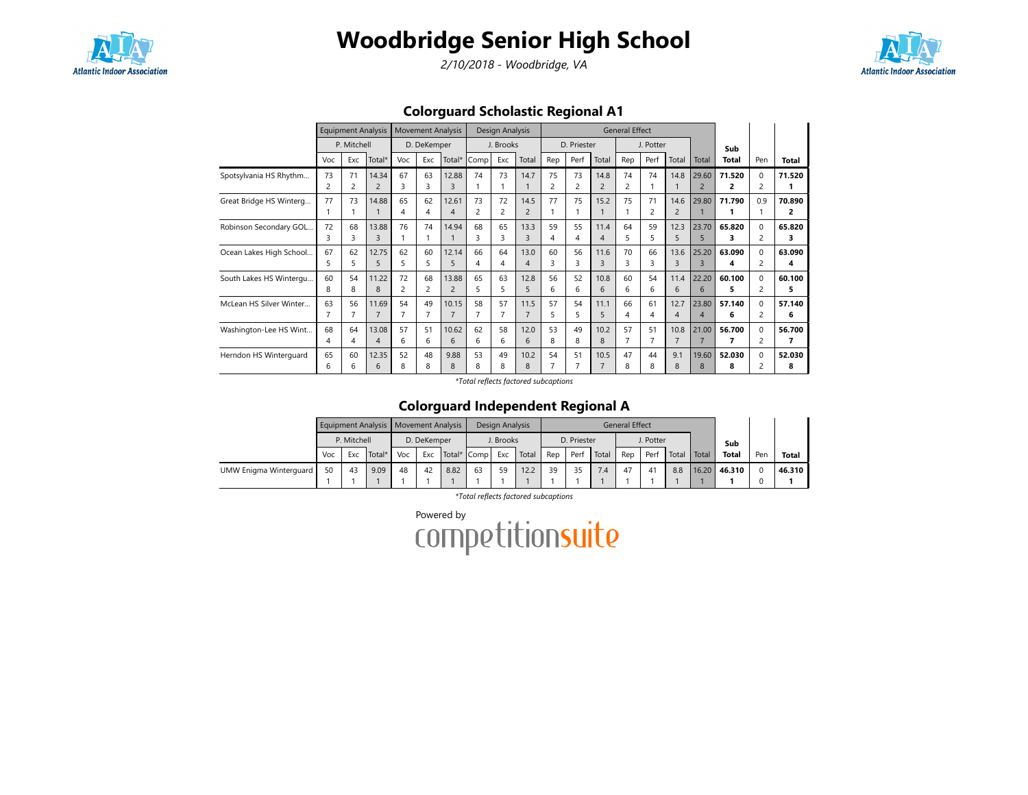# Woodbridge Senior High School

*2/10/2018 - Woodbridge, VA*

## Colorguard Scholastic Regional A1

| | Equipment Analysis | | | Movement Analysis | | | Design Analysis | | | General Effect | | | | | | | | | | |
|---|---|---|---|---|---|---|---|---|---|---|---|---|---|---|---|---|---|---|---|
| | P. Mitchell | | | D. DeKemper | | | J. Brooks | | | D. Priester | | | J. Potter | | | | | | |
| | Voc | Exc | Total* | Voc | Exc | Total* | Comp | Exc | Total | Rep | Perf | Total | Rep | Perf | Total | Total | Sub Total | Pen | Total |
| Spotsylvania HS Rhythm... | 73<br>2 | 71<br>2 | 14.34<br>2 | 67<br>3 | 63<br>3 | 12.88<br>3 | 74<br>1 | 73<br>1 | 14.7<br>1 | 75<br>2 | 73<br>2 | 14.8<br>2 | 74<br>2 | 74<br>1 | 14.8<br>1 | 29.60<br>2 | **71.520**<br>**2** | 0<br>2 | **71.520**<br>**1** |
| Great Bridge HS Winterg... | 77<br>1 | 73<br>1 | 14.88<br>1 | 65<br>4 | 62<br>4 | 12.61<br>4 | 73<br>2 | 72<br>2 | 14.5<br>2 | 77<br>1 | 75<br>1 | 15.2<br>1 | 75<br>1 | 71<br>2 | 14.6<br>2 | 29.80<br>1 | **71.790**<br>**1** | 0.9<br>1 | **70.890**<br>**2** |
| Robinson Secondary GOL... | 72<br>3 | 68<br>3 | 13.88<br>3 | 76<br>1 | 74<br>1 | 14.94<br>1 | 68<br>3 | 65<br>3 | 13.3<br>3 | 59<br>4 | 55<br>4 | 11.4<br>4 | 64<br>5 | 59<br>5 | 12.3<br>5 | 23.70<br>5 | **65.820**<br>**3** | 0<br>2 | **65.820**<br>**3** |
| Ocean Lakes High School... | 67<br>5 | 62<br>5 | 12.75<br>5 | 62<br>5 | 60<br>5 | 12.14<br>5 | 66<br>4 | 64<br>4 | 13.0<br>4 | 60<br>3 | 56<br>3 | 11.6<br>3 | 70<br>3 | 66<br>3 | 13.6<br>3 | 25.20<br>3 | **63.090**<br>**4** | 0<br>2 | **63.090**<br>**4** |
| South Lakes HS Wintergu... | 60<br>8 | 54<br>8 | 11.22<br>8 | 72<br>2 | 68<br>2 | 13.88<br>2 | 65<br>5 | 63<br>5 | 12.8<br>5 | 56<br>6 | 52<br>6 | 10.8<br>6 | 60<br>6 | 54<br>6 | 11.4<br>6 | 22.20<br>6 | **60.100**<br>**5** | 0<br>2 | **60.100**<br>**5** |
| McLean HS Silver Winter... | 63<br>7 | 56<br>7 | 11.69<br>7 | 54<br>7 | 49<br>7 | 10.15<br>7 | 58<br>7 | 57<br>7 | 11.5<br>7 | 57<br>5 | 54<br>5 | 11.1<br>5 | 66<br>4 | 61<br>4 | 12.7<br>4 | 23.80<br>4 | **57.140**<br>**6** | 0<br>2 | **57.140**<br>**6** |
| Washington-Lee HS Wint... | 68<br>4 | 64<br>4 | 13.08<br>4 | 57<br>6 | 51<br>6 | 10.62<br>6 | 62<br>6 | 58<br>6 | 12.0<br>6 | 53<br>8 | 49<br>8 | 10.2<br>8 | 57<br>7 | 51<br>7 | 10.8<br>7 | 21.00<br>7 | **56.700**<br>**7** | 0<br>2 | **56.700**<br>**7** |
| Herndon HS Winterguard | 65<br>6 | 60<br>6 | 12.35<br>6 | 52<br>8 | 48<br>8 | 9.88<br>8 | 53<br>8 | 49<br>8 | 10.2<br>8 | 54<br>7 | 51<br>7 | 10.5<br>7 | 47<br>8 | 44<br>8 | 9.1<br>8 | 19.60<br>8 | **52.030**<br>**8** | 0<br>2 | **52.030**<br>**8** |

*\*Total reflects factored subcaptions*

## Colorguard Independent Regional A

| | Equipment Analysis | | | Movement Analysis | | | Design Analysis | | | General Effect | | | | | | | | | |
|---|---|---|---|---|---|---|---|---|---|---|---|---|---|---|---|---|---|---|---|
| | P. Mitchell | | | D. DeKemper | | | J. Brooks | | | D. Priester | | | J. Potter | | | | | | |
| | Voc | Exc | Total* | Voc | Exc | Total* | Comp | Exc | Total | Rep | Perf | Total | Rep | Perf | Total | Total | Sub Total | Pen | Total |
| UMW Enigma Winterguard | 50<br>1 | 43<br>1 | 9.09<br>1 | 48<br>1 | 42<br>1 | 8.82<br>1 | 63<br>1 | 59<br>1 | 12.2<br>1 | 39<br>1 | 35<br>1 | 7.4<br>1 | 47<br>1 | 41<br>1 | 8.8<br>1 | 16.20<br>1 | **46.310**<br>**1** | 0<br>0 | **46.310**<br>**1** |

*\*Total reflects factored subcaptions*

Powered by competitionsuite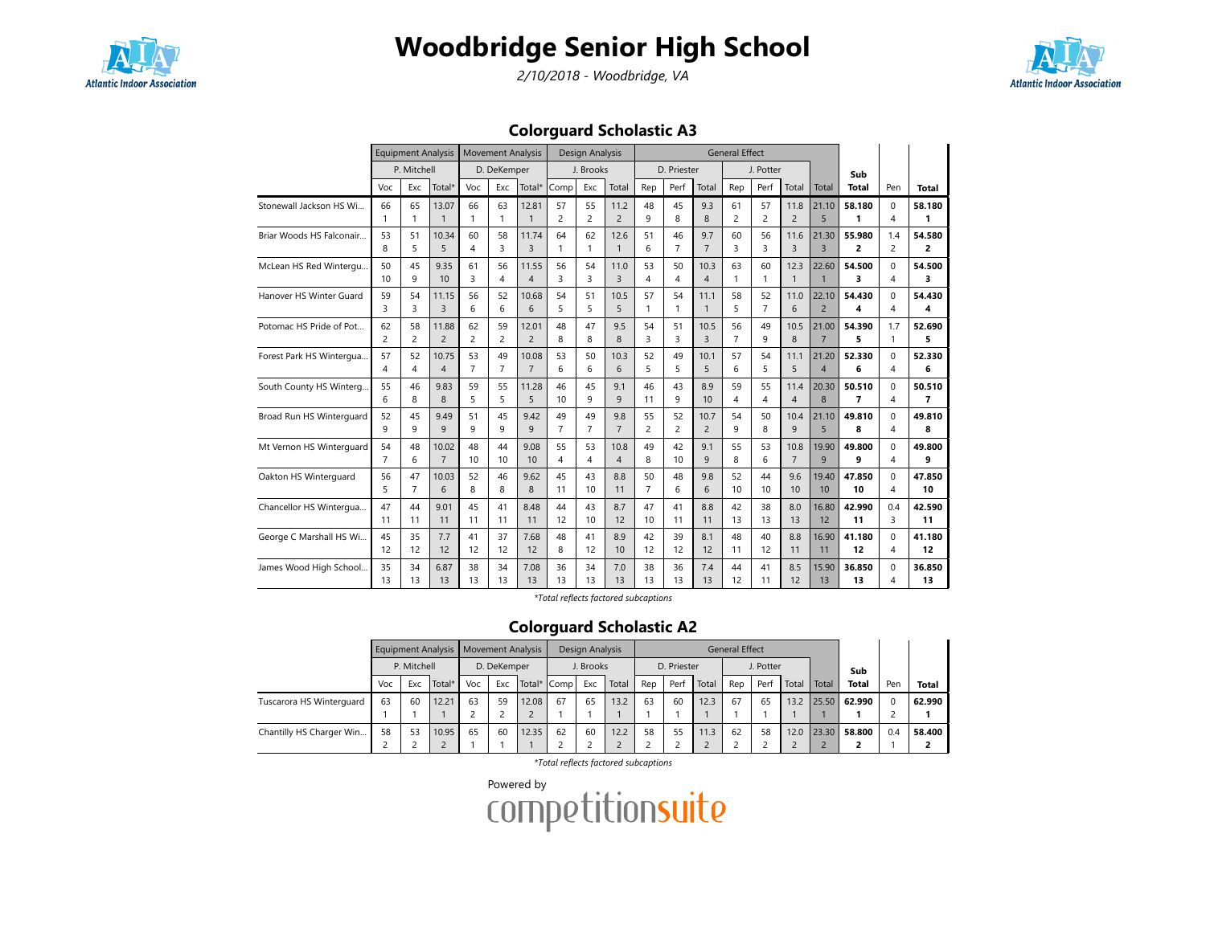# Woodbridge Senior High School

*2/10/2018 - Woodbridge, VA*

## Colorguard Scholastic A3

| | Equipment Analysis | | | Movement Analysis | | | Design Analysis | | | General Effect | | | | | | | Sub | Pen | Total |
|---|---|---|---|---|---|---|---|---|---|---|---|---|---|---|---|---|---|---|---|
| | P. Mitchell | | | D. DeKemper | | | J. Brooks | | | D. Priester | | | J. Potter | | | | | | |
| | Voc | Exc | Total* | Voc | Exc | Total* | Comp | Exc | Total | Rep | Perf | Total | Rep | Perf | Total | Total | Total | Pen | Total |
| Stonewall Jackson HS Wi... | 66 1 | 65 1 | 13.07 1 | 66 1 | 63 1 | 12.81 1 | 57 2 | 55 2 | 11.2 2 | 48 9 | 45 8 | 9.3 8 | 61 2 | 57 2 | 11.8 2 | 21.10 5 | **58.180 1** | 0 4 | **58.180 1** |
| Briar Woods HS Falconair... | 53 8 | 51 5 | 10.34 5 | 60 4 | 58 3 | 11.74 3 | 64 1 | 62 1 | 12.6 1 | 51 6 | 46 7 | 9.7 7 | 60 3 | 56 3 | 11.6 3 | 21.30 3 | **55.980 2** | 1.4 2 | **54.580 2** |
| McLean HS Red Wintergu... | 50 10 | 45 9 | 9.35 10 | 61 3 | 56 4 | 11.55 4 | 56 3 | 54 3 | 11.0 3 | 53 4 | 50 4 | 10.3 4 | 63 1 | 60 1 | 12.3 1 | 22.60 1 | **54.500 3** | 0 4 | **54.500 3** |
| Hanover HS Winter Guard | 59 3 | 54 3 | 11.15 3 | 56 6 | 52 6 | 10.68 6 | 54 5 | 51 5 | 10.5 5 | 57 1 | 54 1 | 11.1 1 | 58 5 | 52 7 | 11.0 6 | 22.10 2 | **54.430 4** | 0 4 | **54.430 4** |
| Potomac HS Pride of Pot... | 62 2 | 58 2 | 11.88 2 | 62 2 | 59 2 | 12.01 2 | 48 8 | 47 8 | 9.5 8 | 54 3 | 51 3 | 10.5 3 | 56 7 | 49 9 | 10.5 8 | 21.00 7 | **54.390 5** | 1.7 1 | **52.690 5** |
| Forest Park HS Wintergua... | 57 4 | 52 4 | 10.75 4 | 53 7 | 49 7 | 10.08 7 | 53 6 | 50 6 | 10.3 6 | 52 5 | 49 5 | 10.1 5 | 57 6 | 54 5 | 11.1 5 | 21.20 4 | **52.330 6** | 0 4 | **52.330 6** |
| South County HS Winterg... | 55 6 | 46 8 | 9.83 8 | 59 5 | 55 5 | 11.28 5 | 46 10 | 45 9 | 9.1 9 | 46 11 | 43 9 | 8.9 10 | 59 4 | 55 4 | 11.4 4 | 20.30 8 | **50.510 7** | 0 4 | **50.510 7** |
| Broad Run HS Winterguard | 52 9 | 45 9 | 9.49 9 | 51 9 | 45 9 | 9.42 9 | 49 7 | 49 7 | 9.8 7 | 55 2 | 52 2 | 10.7 2 | 54 9 | 50 8 | 10.4 9 | 21.10 5 | **49.810 8** | 0 4 | **49.810 8** |
| Mt Vernon HS Winterguard | 54 7 | 48 6 | 10.02 7 | 48 10 | 44 10 | 9.08 10 | 55 4 | 53 4 | 10.8 4 | 49 8 | 42 10 | 9.1 9 | 55 8 | 53 6 | 10.8 7 | 19.90 9 | **49.800 9** | 0 4 | **49.800 9** |
| Oakton HS Winterguard | 56 5 | 47 7 | 10.03 6 | 52 8 | 46 8 | 9.62 8 | 45 11 | 43 10 | 8.8 11 | 50 7 | 48 6 | 9.8 6 | 52 10 | 44 10 | 9.6 10 | 19.40 10 | **47.850 10** | 0 4 | **47.850 10** |
| Chancellor HS Wintergua... | 47 11 | 44 11 | 9.01 11 | 45 11 | 41 11 | 8.48 11 | 44 12 | 43 10 | 8.7 12 | 47 10 | 41 11 | 8.8 11 | 42 13 | 38 13 | 8.0 13 | 16.80 12 | **42.990 11** | 0.4 3 | **42.590 11** |
| George C Marshall HS Wi... | 45 12 | 35 12 | 7.7 12 | 41 12 | 37 12 | 7.68 12 | 48 8 | 41 12 | 8.9 10 | 42 12 | 39 12 | 8.1 12 | 48 11 | 40 12 | 8.8 11 | 16.90 11 | **41.180 12** | 0 4 | **41.180 12** |
| James Wood High School... | 35 13 | 34 13 | 6.87 13 | 38 13 | 34 13 | 7.08 13 | 36 13 | 34 13 | 7.0 13 | 38 13 | 36 13 | 7.4 13 | 44 12 | 41 11 | 8.5 12 | 15.90 13 | **36.850 13** | 0 4 | **36.850 13** |

*Total reflects factored subcaptions

## Colorguard Scholastic A2

| | Equipment Analysis | | | Movement Analysis | | | Design Analysis | | | General Effect | | | | | | | Sub | Pen | Total |
|---|---|---|---|---|---|---|---|---|---|---|---|---|---|---|---|---|---|---|---|
| | P. Mitchell | | | D. DeKemper | | | J. Brooks | | | D. Priester | | | J. Potter | | | | | | |
| | Voc | Exc | Total* | Voc | Exc | Total* | Comp | Exc | Total | Rep | Perf | Total | Rep | Perf | Total | Total | Total | Pen | Total |
| Tuscarora HS Winterguard | 63 1 | 60 1 | 12.21 1 | 63 2 | 59 2 | 12.08 2 | 67 1 | 65 1 | 13.2 1 | 63 1 | 60 1 | 12.3 1 | 67 1 | 65 1 | 13.2 1 | 25.50 1 | **62.990 1** | 0 2 | **62.990 1** |
| Chantilly HS Charger Win... | 58 2 | 53 2 | 10.95 2 | 65 1 | 60 1 | 12.35 1 | 62 2 | 60 2 | 12.2 2 | 58 2 | 55 2 | 11.3 2 | 62 2 | 58 2 | 12.0 2 | 23.30 2 | **58.800 2** | 0.4 1 | **58.400 2** |

*Total reflects factored subcaptions

Powered by competitionsuite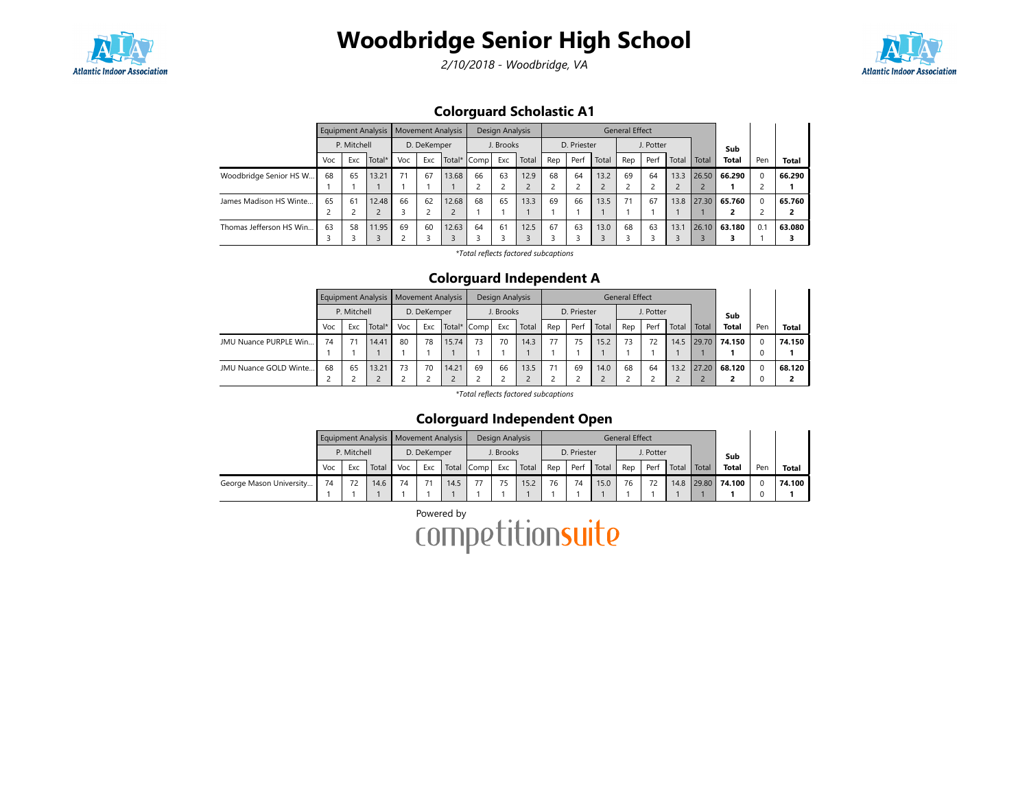# Woodbridge Senior High School

*2/10/2018 - Woodbridge, VA*

## Colorguard Scholastic A1

| | Equipment Analysis | | | Movement Analysis | | | Design Analysis | | | General Effect | | | | | | | | | |
|---|---|---|---|---|---|---|---|---|---|---|---|---|---|---|---|---|---|---|---|
| | P. Mitchell | | | D. DeKemper | | | J. Brooks | | | D. Priester | | | J. Potter | | | | Sub | | |
| | Voc | Exc | Total* | Voc | Exc | Total* | Comp | Exc | Total | Rep | Perf | Total | Rep | Perf | Total | Total | Total | Pen | Total |
| Woodbridge Senior HS W... | 68<br>1 | 65<br>1 | 13.21<br>1 | 71<br>1 | 67<br>1 | 13.68<br>1 | 66<br>2 | 63<br>2 | 12.9<br>2 | 68<br>2 | 64<br>2 | 13.2<br>2 | 69<br>2 | 64<br>2 | 13.3<br>2 | 26.50<br>2 | **66.290**<br>**1** | 0<br>2 | **66.290**<br>**1** |
| James Madison HS Winte... | 65<br>2 | 61<br>2 | 12.48<br>2 | 66<br>3 | 62<br>2 | 12.68<br>2 | 68<br>1 | 65<br>1 | 13.3<br>1 | 69<br>1 | 66<br>1 | 13.5<br>1 | 71<br>1 | 67<br>1 | 13.8<br>1 | 27.30<br>1 | **65.760**<br>**2** | 0<br>2 | **65.760**<br>**2** |
| Thomas Jefferson HS Win... | 63<br>3 | 58<br>3 | 11.95<br>3 | 69<br>2 | 60<br>3 | 12.63<br>3 | 64<br>3 | 61<br>3 | 12.5<br>3 | 67<br>3 | 63<br>3 | 13.0<br>3 | 68<br>3 | 63<br>3 | 13.1<br>3 | 26.10<br>3 | **63.180**<br>**3** | 0.1<br>1 | **63.080**<br>**3** |

*\*Total reflects factored subcaptions*

## Colorguard Independent A

| | Equipment Analysis | | | Movement Analysis | | | Design Analysis | | | General Effect | | | | | | | | | |
|---|---|---|---|---|---|---|---|---|---|---|---|---|---|---|---|---|---|---|---|
| | P. Mitchell | | | D. DeKemper | | | J. Brooks | | | D. Priester | | | J. Potter | | | | Sub | | |
| | Voc | Exc | Total* | Voc | Exc | Total* | Comp | Exc | Total | Rep | Perf | Total | Rep | Perf | Total | Total | Total | Pen | Total |
| JMU Nuance PURPLE Win... | 74<br>1 | 71<br>1 | 14.41<br>1 | 80<br>1 | 78<br>1 | 15.74<br>1 | 73<br>1 | 70<br>1 | 14.3<br>1 | 77<br>1 | 75<br>1 | 15.2<br>1 | 73<br>1 | 72<br>1 | 14.5<br>1 | 29.70<br>1 | **74.150**<br>**1** | 0<br>0 | **74.150**<br>**1** |
| JMU Nuance GOLD Winte... | 68<br>2 | 65<br>2 | 13.21<br>2 | 73<br>2 | 70<br>2 | 14.21<br>2 | 69<br>2 | 66<br>2 | 13.5<br>2 | 71<br>2 | 69<br>2 | 14.0<br>2 | 68<br>2 | 64<br>2 | 13.2<br>2 | 27.20<br>2 | **68.120**<br>**2** | 0<br>0 | **68.120**<br>**2** |

*\*Total reflects factored subcaptions*

## Colorguard Independent Open

| | Equipment Analysis | | | Movement Analysis | | | Design Analysis | | | General Effect | | | | | | | | | |
|---|---|---|---|---|---|---|---|---|---|---|---|---|---|---|---|---|---|---|---|
| | P. Mitchell | | | D. DeKemper | | | J. Brooks | | | D. Priester | | | J. Potter | | | | Sub | | |
| | Voc | Exc | Total | Voc | Exc | Total | Comp | Exc | Total | Rep | Perf | Total | Rep | Perf | Total | Total | Total | Pen | Total |
| George Mason University... | 74<br>1 | 72<br>1 | 14.6<br>1 | 74<br>1 | 71<br>1 | 14.5<br>1 | 77<br>1 | 75<br>1 | 15.2<br>1 | 76<br>1 | 74<br>1 | 15.0<br>1 | 76<br>1 | 72<br>1 | 14.8<br>1 | 29.80<br>1 | **74.100**<br>**1** | 0<br>0 | **74.100**<br>**1** |

Powered by competitionsuite